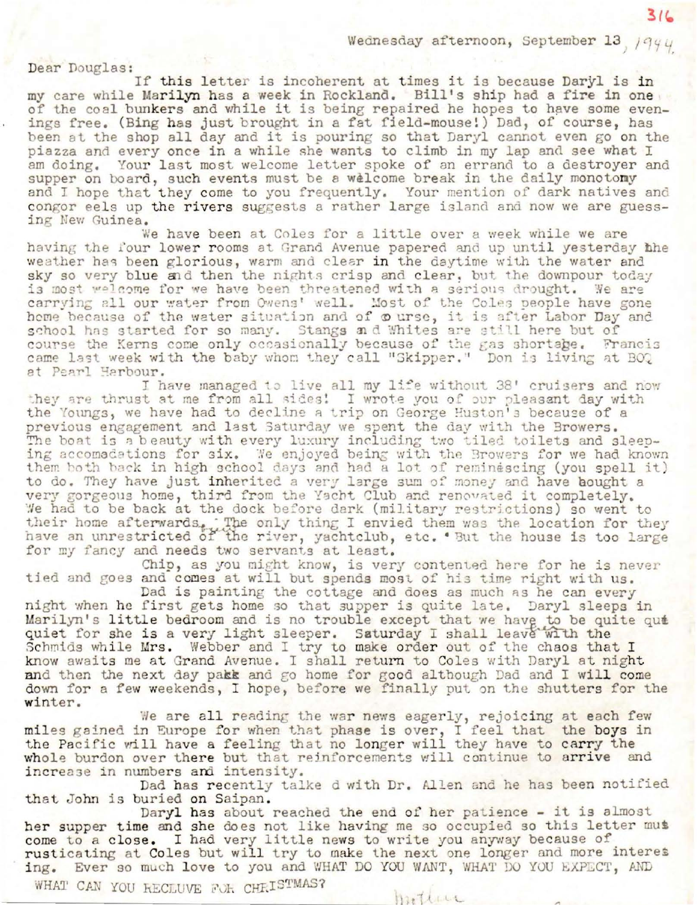Wednesday afternoon, September 13, 1944.

Dear Douglas:

If this letter is incoherent at times it is because Daryl is in my care while Marilyn has a week in Rockland. Bill's ship had a fire in one of the coal bunkers and while it is being repaired he hopes to have some evenings free. (Bing has just brought in a fat field-mouse!) Dad, of course, has been at the shop all day and it is pouring so that Daryl cannot even go on the piazza and every once in a while she wants to climb in my lap and see what I am doing. Your last most welcome letter spoke of an errand to a destroyer and supper on board, such events must be a welcome break in the daily monotony and I hope that they come to you frequently. Your mention of dark natives and congor eels up the rivers suggests a rather large island and now we are guessing New Guinea.

We have been at Coles for a little over a week while we are having the four lower rooms at Grand Avenue papered and up until yesterday the weather has been glorious, warm and clear in the daytime with the water and sky so very blue and then the nights crisp and clear, but the downpour today is most welcome for we have been threatened with a serious drought. We are carrying all our water from Owens' well. Most of the Coles people have gone home because of the water situation and of course, it is after Labor Day and school has started for so many. Stangs and Whites are still here but of course the Kerns come only occasionally because of the gas shortage. Francis came last week with the baby whom they call "Skipper." Don is living at BOQ at Pearl Harbour.

I have managed to live all my life without 38' cruisers and now they are thrust at me from all sides! I wrote you of our pleasant day with the Youngs, we have had to decline a trip on George Huston's because of a previous engagement and last Saturday we spent the day with the Browers. The boat is a beauty with every luxury including two tiled toilets and sleeping accomodations for six. We enjoyed being with the Browers for we had known them both back in high school days and had a lot of reminescing (you spell it) to do. They have just inherited a very large sum of money and have bought a very gorgeous home, third from the Yacht Club and renovated it completely. We had to be back at the dock before dark (military restrictions) so went to their home afterwards. The only thing I envied them was the location for they have an unrestricted of the river, yachtclub, etc. But the house is too large for my fancy and needs two servants at least.

Chip, as you might know, is very contented here for he is never tied and goes and comes at will but spends most of his time right with us.

Dad is painting the cottage and does as much as he can every night when he first gets home so that supper is quite late. Daryl sleeps in Marilyn's little bedroom and is no trouble except that we have to be quite quiet for she is a very light sleeper. Saturday I shall leave with the Schmids while Mrs. Webber and I try to make order out of the chaos that I know awaits me at Grand Avenue. I shall return to Coles with Daryl at night and then the next day pack and go home for good although Dad and I will come down for a few weekends, I hope, before we finally put on the shutters for the winter.

We are all reading the war news eagerly, rejoicing at each few miles gained in Europe for when that phase is over, I feel that the boys in the Pacific will have a feeling that no longer will they have to carry the whole burdon over there but that reinforcements will continue to arrive and increase in numbers and intensity.

Dad has recently talked with Dr. Allen and he has been notified that John is buried on Saipan.

Daryl has about reached the end of her patience - it is almost her supper time and she does not like having me so occupied so this letter must come to a close. I had very little news to write you anyway because of rusticating at Coles but will try to make the next one longer and more interesting. Ever so much love to you and WHAT DO YOU WANT, WHAT DO YOU EXPECT, AND WHAT CAN YOU RECEIVE FOR CHRISTMAS?

Mother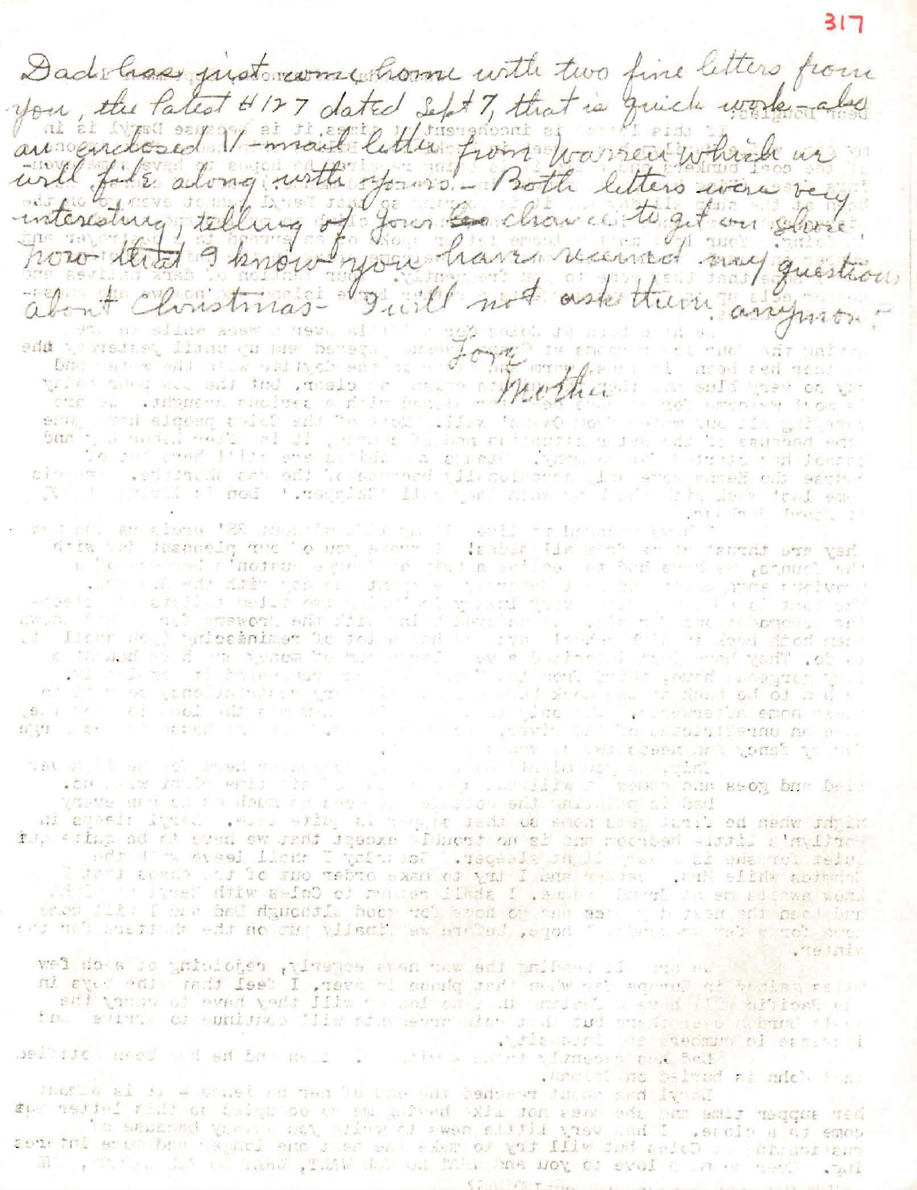Dad has just come home with two fine letters from you, the latest #127 dated Sept 7, that is quick work — also an enclosed V-mail letter from Warren which we will file along with yours. — Both letters were very interesting, telling of your chance to get on shore. Now that I know you have received my question about Christmas — I will not ask them anymore.

Love
Mother